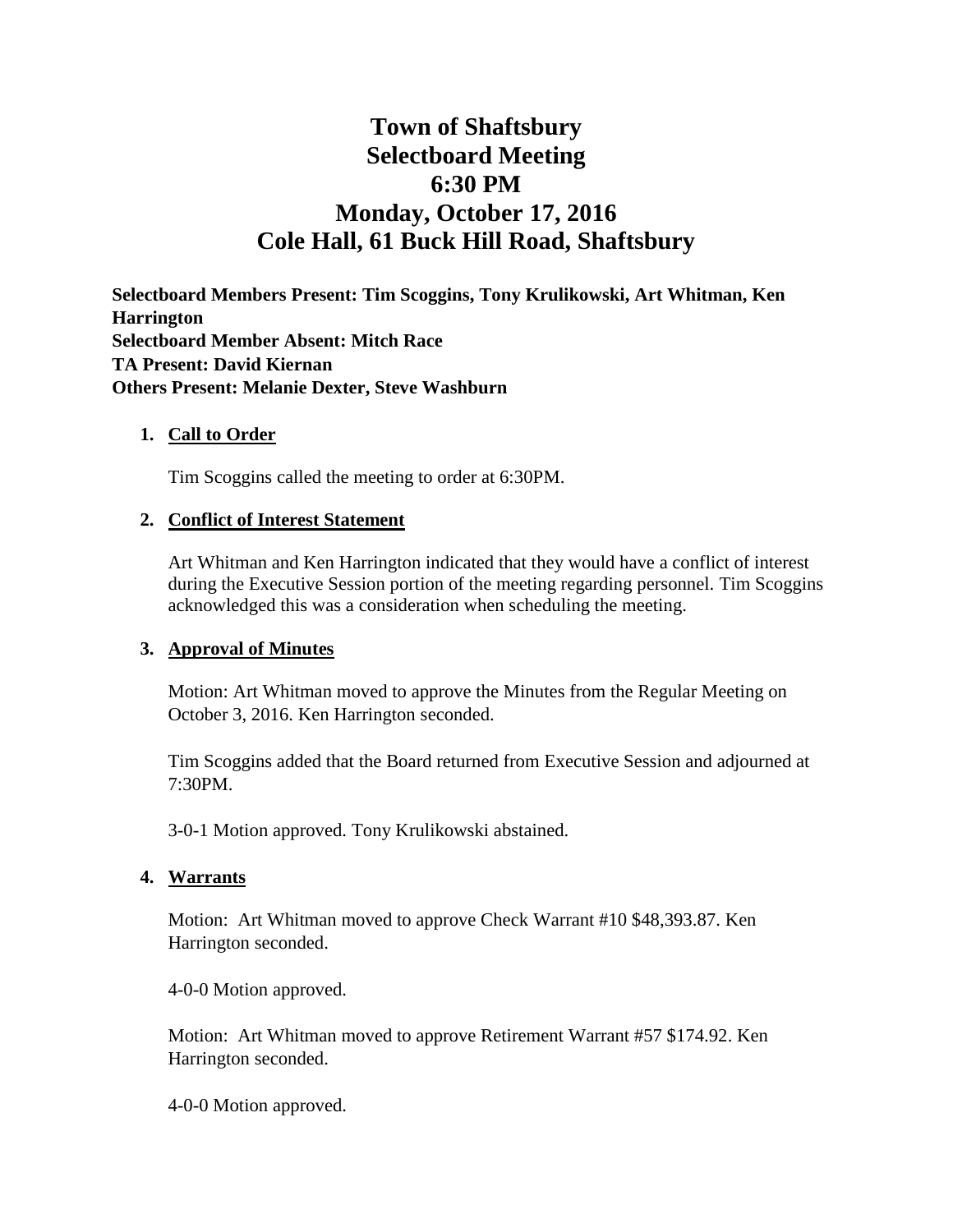# Town of Shaftsbury
# Selectboard Meeting
# 6:30 PM
# Monday, October 17, 2016
# Cole Hall, 61 Buck Hill Road, Shaftsbury

**Selectboard Members Present: Tim Scoggins, Tony Krulikowski, Art Whitman, Ken Harrington**
**Selectboard Member Absent: Mitch Race**
**TA Present: David Kiernan**
**Others Present: Melanie Dexter, Steve Washburn**

1. **Call to Order**

   Tim Scoggins called the meeting to order at 6:30PM.

2. **Conflict of Interest Statement**

   Art Whitman and Ken Harrington indicated that they would have a conflict of interest during the Executive Session portion of the meeting regarding personnel. Tim Scoggins acknowledged this was a consideration when scheduling the meeting.

3. **Approval of Minutes**

   Motion: Art Whitman moved to approve the Minutes from the Regular Meeting on October 3, 2016. Ken Harrington seconded.

   Tim Scoggins added that the Board returned from Executive Session and adjourned at 7:30PM.

   3-0-1 Motion approved. Tony Krulikowski abstained.

4. **Warrants**

   Motion: Art Whitman moved to approve Check Warrant #10 $48,393.87. Ken Harrington seconded.

   4-0-0 Motion approved.

   Motion: Art Whitman moved to approve Retirement Warrant #57 $174.92. Ken Harrington seconded.

   4-0-0 Motion approved.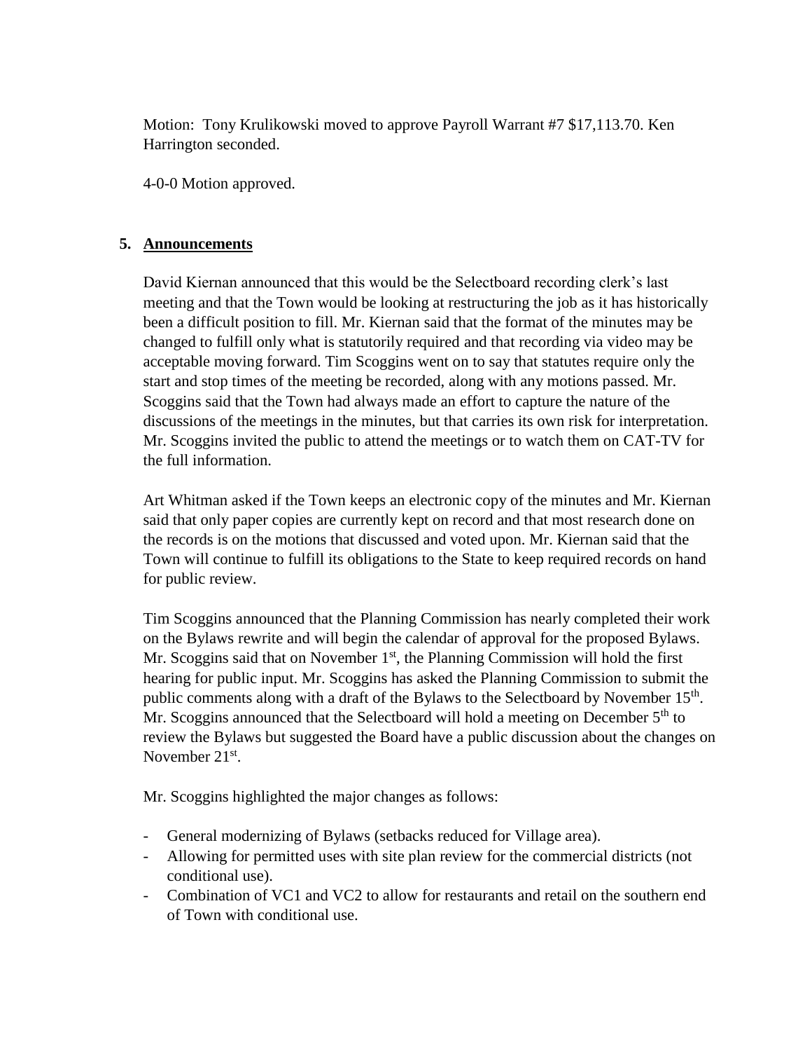Motion: Tony Krulikowski moved to approve Payroll Warrant #7 $17,113.70. Ken Harrington seconded.

4-0-0 Motion approved.

## 5. Announcements

David Kiernan announced that this would be the Selectboard recording clerk's last meeting and that the Town would be looking at restructuring the job as it has historically been a difficult position to fill. Mr. Kiernan said that the format of the minutes may be changed to fulfill only what is statutorily required and that recording via video may be acceptable moving forward. Tim Scoggins went on to say that statutes require only the start and stop times of the meeting be recorded, along with any motions passed. Mr. Scoggins said that the Town had always made an effort to capture the nature of the discussions of the meetings in the minutes, but that carries its own risk for interpretation. Mr. Scoggins invited the public to attend the meetings or to watch them on CAT-TV for the full information.

Art Whitman asked if the Town keeps an electronic copy of the minutes and Mr. Kiernan said that only paper copies are currently kept on record and that most research done on the records is on the motions that discussed and voted upon. Mr. Kiernan said that the Town will continue to fulfill its obligations to the State to keep required records on hand for public review.

Tim Scoggins announced that the Planning Commission has nearly completed their work on the Bylaws rewrite and will begin the calendar of approval for the proposed Bylaws. Mr. Scoggins said that on November 1st, the Planning Commission will hold the first hearing for public input. Mr. Scoggins has asked the Planning Commission to submit the public comments along with a draft of the Bylaws to the Selectboard by November 15th. Mr. Scoggins announced that the Selectboard will hold a meeting on December 5th to review the Bylaws but suggested the Board have a public discussion about the changes on November 21st.

Mr. Scoggins highlighted the major changes as follows:

- General modernizing of Bylaws (setbacks reduced for Village area).
- Allowing for permitted uses with site plan review for the commercial districts (not conditional use).
- Combination of VC1 and VC2 to allow for restaurants and retail on the southern end of Town with conditional use.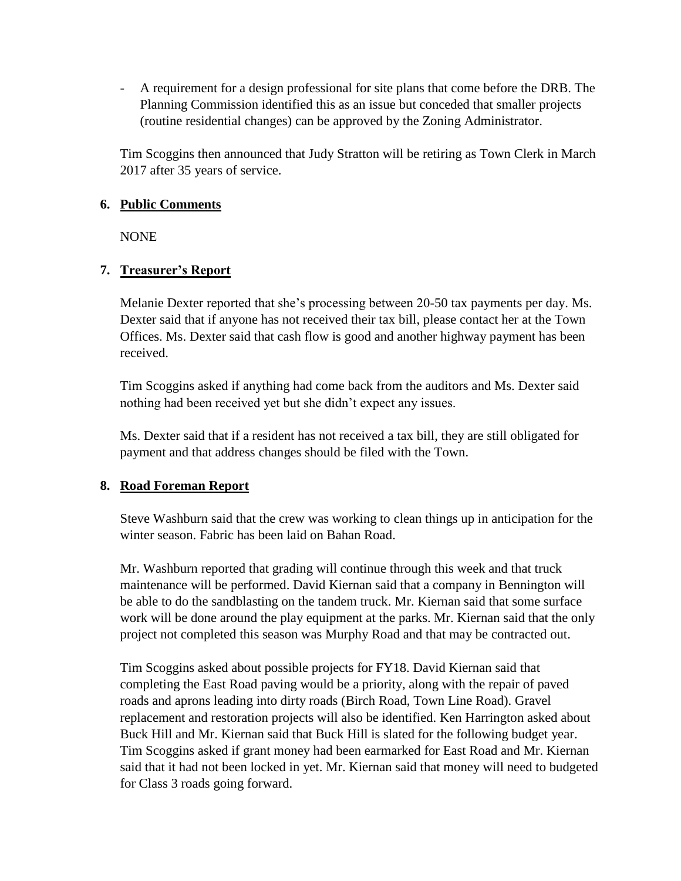- A requirement for a design professional for site plans that come before the DRB. The Planning Commission identified this as an issue but conceded that smaller projects (routine residential changes) can be approved by the Zoning Administrator.

Tim Scoggins then announced that Judy Stratton will be retiring as Town Clerk in March 2017 after 35 years of service.

**6. Public Comments**

NONE

**7. Treasurer's Report**

Melanie Dexter reported that she's processing between 20-50 tax payments per day. Ms. Dexter said that if anyone has not received their tax bill, please contact her at the Town Offices. Ms. Dexter said that cash flow is good and another highway payment has been received.

Tim Scoggins asked if anything had come back from the auditors and Ms. Dexter said nothing had been received yet but she didn't expect any issues.

Ms. Dexter said that if a resident has not received a tax bill, they are still obligated for payment and that address changes should be filed with the Town.

**8. Road Foreman Report**

Steve Washburn said that the crew was working to clean things up in anticipation for the winter season. Fabric has been laid on Bahan Road.

Mr. Washburn reported that grading will continue through this week and that truck maintenance will be performed. David Kiernan said that a company in Bennington will be able to do the sandblasting on the tandem truck. Mr. Kiernan said that some surface work will be done around the play equipment at the parks. Mr. Kiernan said that the only project not completed this season was Murphy Road and that may be contracted out.

Tim Scoggins asked about possible projects for FY18. David Kiernan said that completing the East Road paving would be a priority, along with the repair of paved roads and aprons leading into dirty roads (Birch Road, Town Line Road). Gravel replacement and restoration projects will also be identified. Ken Harrington asked about Buck Hill and Mr. Kiernan said that Buck Hill is slated for the following budget year. Tim Scoggins asked if grant money had been earmarked for East Road and Mr. Kiernan said that it had not been locked in yet. Mr. Kiernan said that money will need to budgeted for Class 3 roads going forward.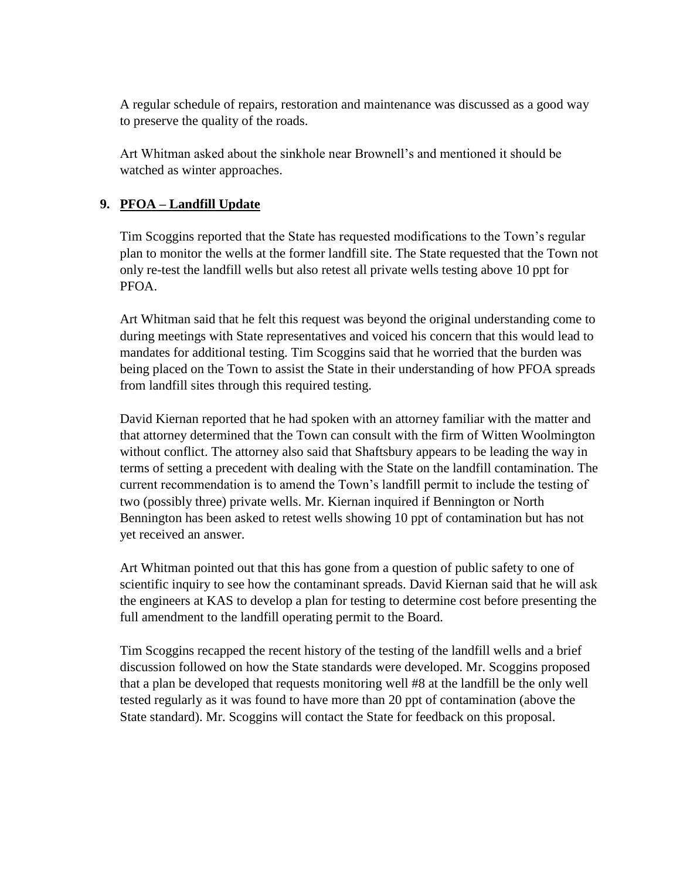A regular schedule of repairs, restoration and maintenance was discussed as a good way to preserve the quality of the roads.

Art Whitman asked about the sinkhole near Brownell's and mentioned it should be watched as winter approaches.

**9. PFOA – Landfill Update**

Tim Scoggins reported that the State has requested modifications to the Town's regular plan to monitor the wells at the former landfill site. The State requested that the Town not only re-test the landfill wells but also retest all private wells testing above 10 ppt for PFOA.

Art Whitman said that he felt this request was beyond the original understanding come to during meetings with State representatives and voiced his concern that this would lead to mandates for additional testing. Tim Scoggins said that he worried that the burden was being placed on the Town to assist the State in their understanding of how PFOA spreads from landfill sites through this required testing.

David Kiernan reported that he had spoken with an attorney familiar with the matter and that attorney determined that the Town can consult with the firm of Witten Woolmington without conflict. The attorney also said that Shaftsbury appears to be leading the way in terms of setting a precedent with dealing with the State on the landfill contamination. The current recommendation is to amend the Town's landfill permit to include the testing of two (possibly three) private wells. Mr. Kiernan inquired if Bennington or North Bennington has been asked to retest wells showing 10 ppt of contamination but has not yet received an answer.

Art Whitman pointed out that this has gone from a question of public safety to one of scientific inquiry to see how the contaminant spreads. David Kiernan said that he will ask the engineers at KAS to develop a plan for testing to determine cost before presenting the full amendment to the landfill operating permit to the Board.

Tim Scoggins recapped the recent history of the testing of the landfill wells and a brief discussion followed on how the State standards were developed. Mr. Scoggins proposed that a plan be developed that requests monitoring well #8 at the landfill be the only well tested regularly as it was found to have more than 20 ppt of contamination (above the State standard). Mr. Scoggins will contact the State for feedback on this proposal.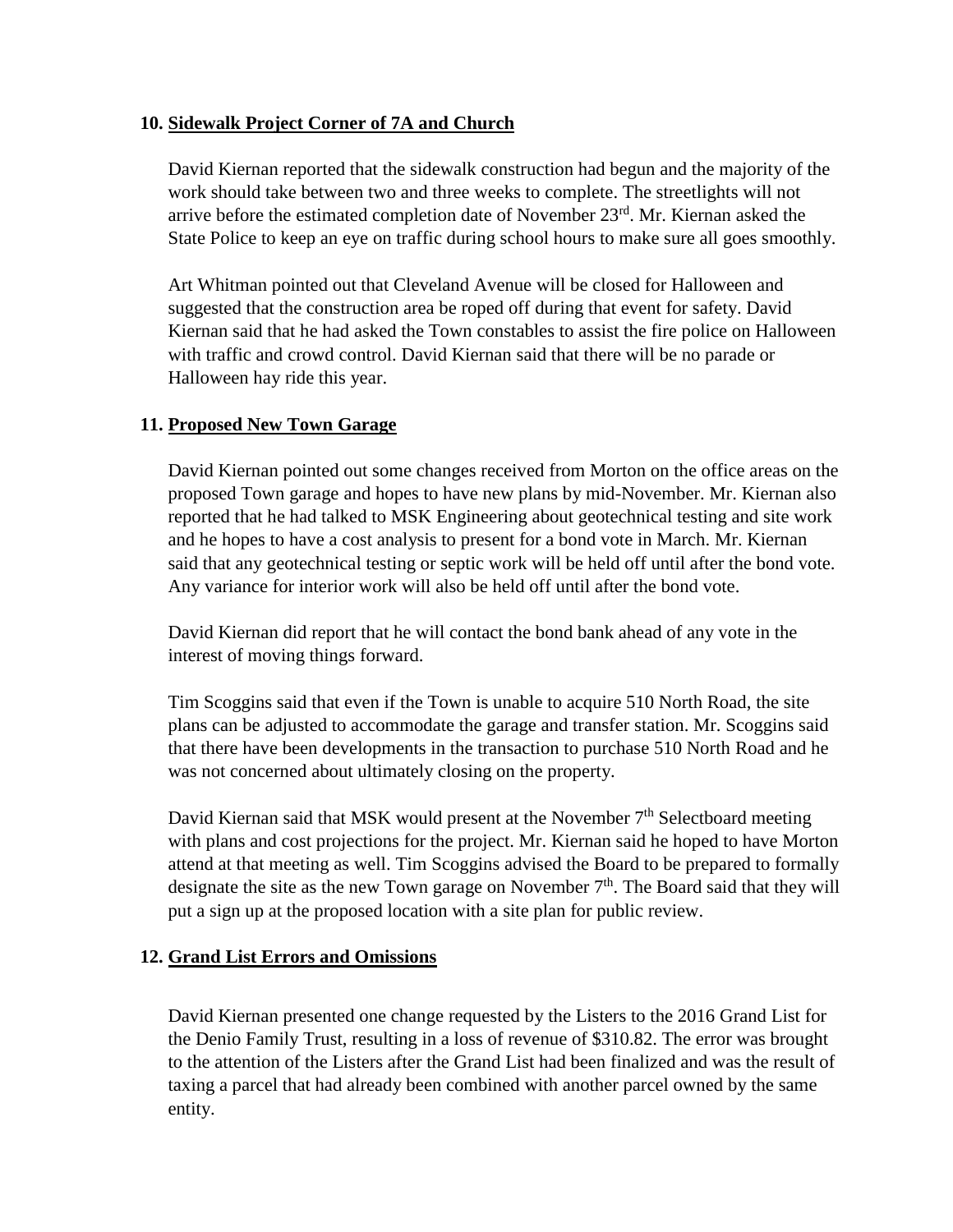**10. Sidewalk Project Corner of 7A and Church**

David Kiernan reported that the sidewalk construction had begun and the majority of the work should take between two and three weeks to complete. The streetlights will not arrive before the estimated completion date of November 23rd. Mr. Kiernan asked the State Police to keep an eye on traffic during school hours to make sure all goes smoothly.

Art Whitman pointed out that Cleveland Avenue will be closed for Halloween and suggested that the construction area be roped off during that event for safety. David Kiernan said that he had asked the Town constables to assist the fire police on Halloween with traffic and crowd control. David Kiernan said that there will be no parade or Halloween hay ride this year.

**11. Proposed New Town Garage**

David Kiernan pointed out some changes received from Morton on the office areas on the proposed Town garage and hopes to have new plans by mid-November. Mr. Kiernan also reported that he had talked to MSK Engineering about geotechnical testing and site work and he hopes to have a cost analysis to present for a bond vote in March. Mr. Kiernan said that any geotechnical testing or septic work will be held off until after the bond vote. Any variance for interior work will also be held off until after the bond vote.

David Kiernan did report that he will contact the bond bank ahead of any vote in the interest of moving things forward.

Tim Scoggins said that even if the Town is unable to acquire 510 North Road, the site plans can be adjusted to accommodate the garage and transfer station. Mr. Scoggins said that there have been developments in the transaction to purchase 510 North Road and he was not concerned about ultimately closing on the property.

David Kiernan said that MSK would present at the November 7th Selectboard meeting with plans and cost projections for the project. Mr. Kiernan said he hoped to have Morton attend at that meeting as well. Tim Scoggins advised the Board to be prepared to formally designate the site as the new Town garage on November 7th. The Board said that they will put a sign up at the proposed location with a site plan for public review.

**12. Grand List Errors and Omissions**

David Kiernan presented one change requested by the Listers to the 2016 Grand List for the Denio Family Trust, resulting in a loss of revenue of $310.82. The error was brought to the attention of the Listers after the Grand List had been finalized and was the result of taxing a parcel that had already been combined with another parcel owned by the same entity.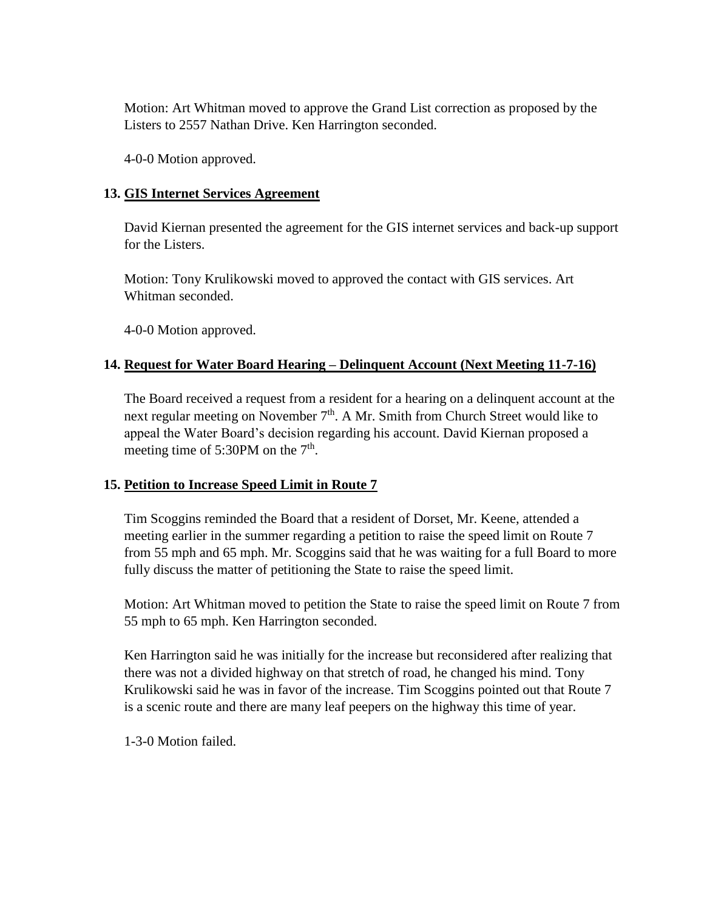Motion: Art Whitman moved to approve the Grand List correction as proposed by the Listers to 2557 Nathan Drive. Ken Harrington seconded.

4-0-0 Motion approved.

**13. GIS Internet Services Agreement**

David Kiernan presented the agreement for the GIS internet services and back-up support for the Listers.

Motion: Tony Krulikowski moved to approved the contact with GIS services. Art Whitman seconded.

4-0-0 Motion approved.

**14. Request for Water Board Hearing – Delinquent Account (Next Meeting 11-7-16)**

The Board received a request from a resident for a hearing on a delinquent account at the next regular meeting on November 7th. A Mr. Smith from Church Street would like to appeal the Water Board's decision regarding his account. David Kiernan proposed a meeting time of 5:30PM on the 7th.

**15. Petition to Increase Speed Limit in Route 7**

Tim Scoggins reminded the Board that a resident of Dorset, Mr. Keene, attended a meeting earlier in the summer regarding a petition to raise the speed limit on Route 7 from 55 mph and 65 mph. Mr. Scoggins said that he was waiting for a full Board to more fully discuss the matter of petitioning the State to raise the speed limit.

Motion: Art Whitman moved to petition the State to raise the speed limit on Route 7 from 55 mph to 65 mph. Ken Harrington seconded.

Ken Harrington said he was initially for the increase but reconsidered after realizing that there was not a divided highway on that stretch of road, he changed his mind. Tony Krulikowski said he was in favor of the increase. Tim Scoggins pointed out that Route 7 is a scenic route and there are many leaf peepers on the highway this time of year.

1-3-0 Motion failed.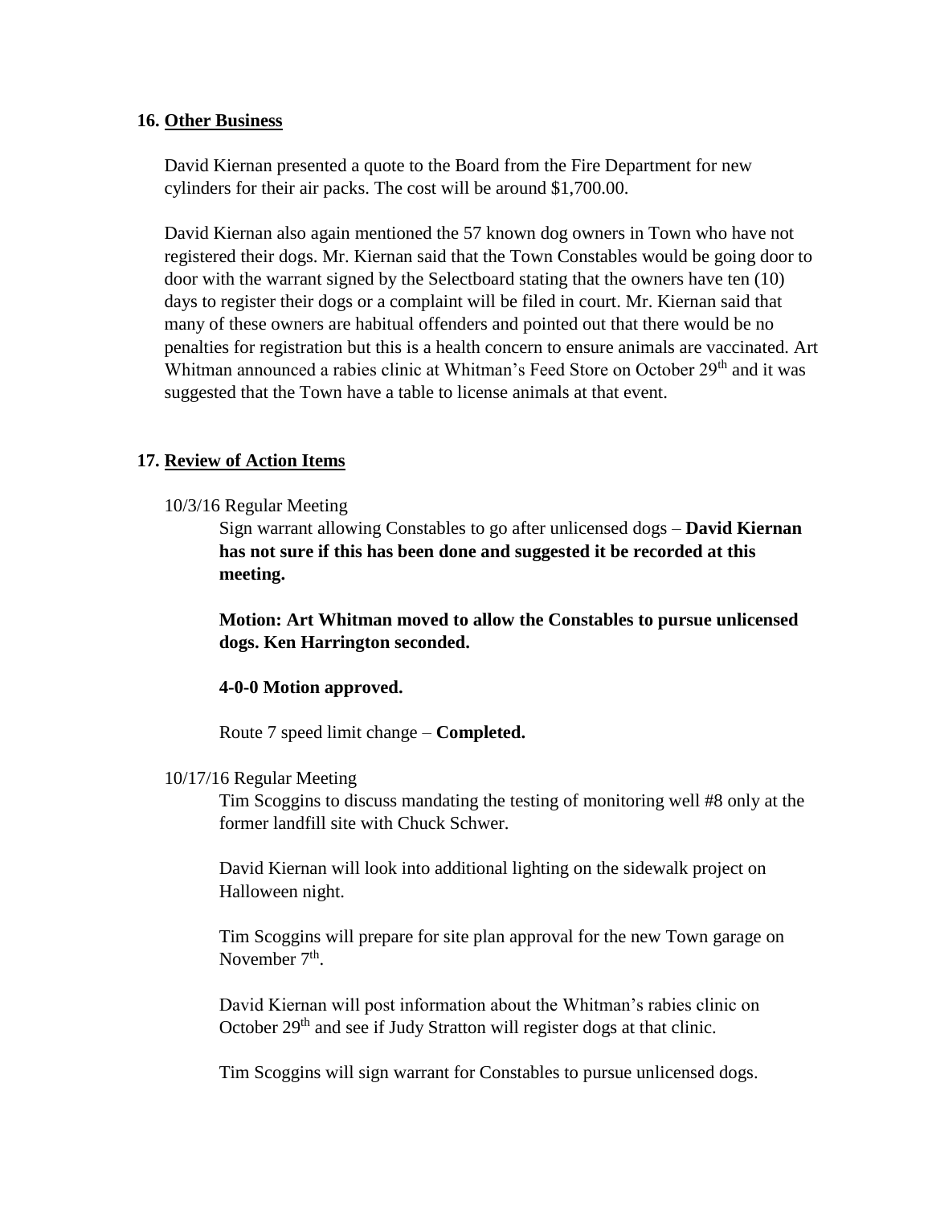**16. Other Business**

David Kiernan presented a quote to the Board from the Fire Department for new cylinders for their air packs. The cost will be around $1,700.00.

David Kiernan also again mentioned the 57 known dog owners in Town who have not registered their dogs. Mr. Kiernan said that the Town Constables would be going door to door with the warrant signed by the Selectboard stating that the owners have ten (10) days to register their dogs or a complaint will be filed in court. Mr. Kiernan said that many of these owners are habitual offenders and pointed out that there would be no penalties for registration but this is a health concern to ensure animals are vaccinated. Art Whitman announced a rabies clinic at Whitman's Feed Store on October 29th and it was suggested that the Town have a table to license animals at that event.

**17. Review of Action Items**

10/3/16 Regular Meeting

Sign warrant allowing Constables to go after unlicensed dogs – **David Kiernan has not sure if this has been done and suggested it be recorded at this meeting.**

**Motion: Art Whitman moved to allow the Constables to pursue unlicensed dogs. Ken Harrington seconded.**

**4-0-0 Motion approved.**

Route 7 speed limit change – **Completed.**

10/17/16 Regular Meeting

Tim Scoggins to discuss mandating the testing of monitoring well #8 only at the former landfill site with Chuck Schwer.

David Kiernan will look into additional lighting on the sidewalk project on Halloween night.

Tim Scoggins will prepare for site plan approval for the new Town garage on November 7th.

David Kiernan will post information about the Whitman's rabies clinic on October 29th and see if Judy Stratton will register dogs at that clinic.

Tim Scoggins will sign warrant for Constables to pursue unlicensed dogs.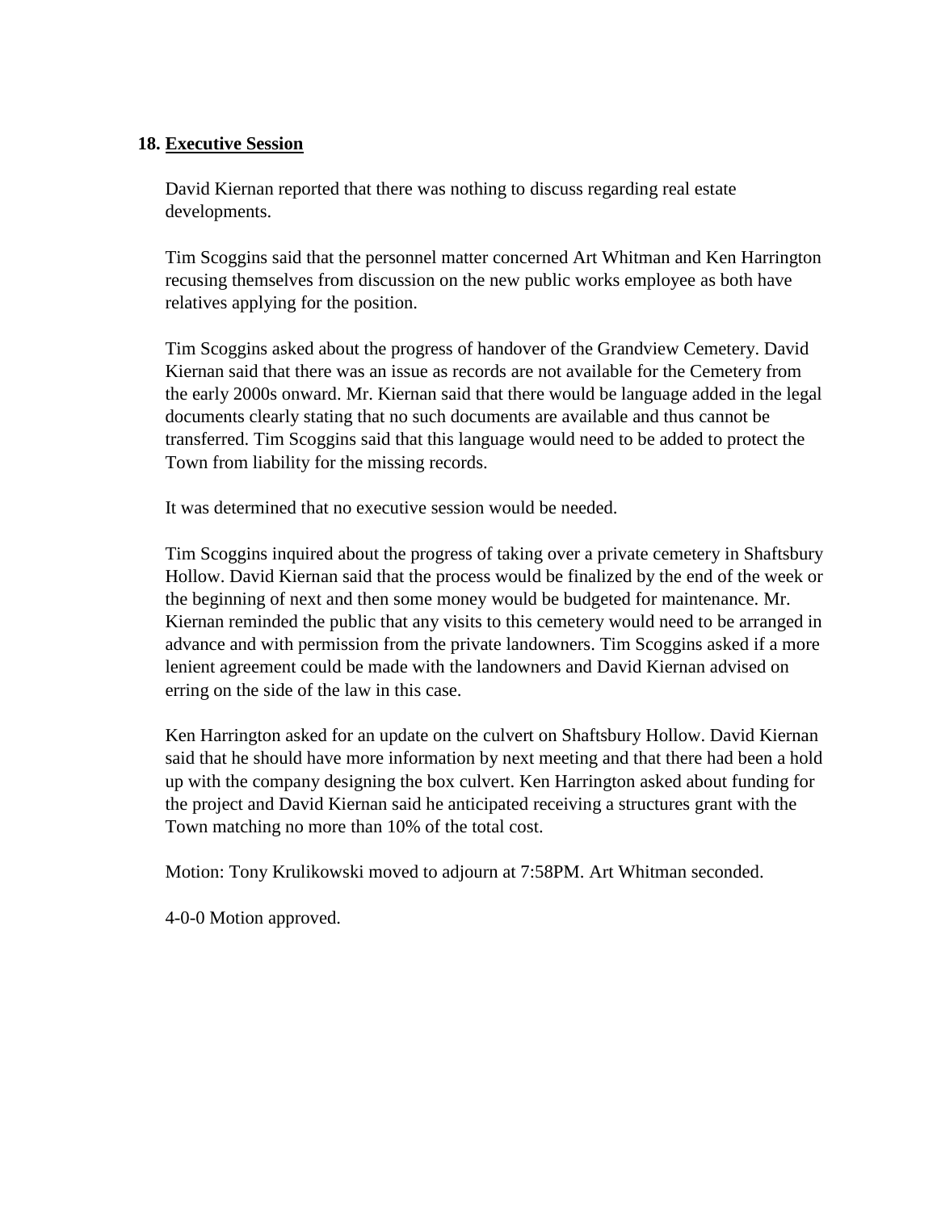**18. Executive Session**

David Kiernan reported that there was nothing to discuss regarding real estate developments.

Tim Scoggins said that the personnel matter concerned Art Whitman and Ken Harrington recusing themselves from discussion on the new public works employee as both have relatives applying for the position.

Tim Scoggins asked about the progress of handover of the Grandview Cemetery. David Kiernan said that there was an issue as records are not available for the Cemetery from the early 2000s onward. Mr. Kiernan said that there would be language added in the legal documents clearly stating that no such documents are available and thus cannot be transferred. Tim Scoggins said that this language would need to be added to protect the Town from liability for the missing records.

It was determined that no executive session would be needed.

Tim Scoggins inquired about the progress of taking over a private cemetery in Shaftsbury Hollow. David Kiernan said that the process would be finalized by the end of the week or the beginning of next and then some money would be budgeted for maintenance. Mr. Kiernan reminded the public that any visits to this cemetery would need to be arranged in advance and with permission from the private landowners. Tim Scoggins asked if a more lenient agreement could be made with the landowners and David Kiernan advised on erring on the side of the law in this case.

Ken Harrington asked for an update on the culvert on Shaftsbury Hollow. David Kiernan said that he should have more information by next meeting and that there had been a hold up with the company designing the box culvert. Ken Harrington asked about funding for the project and David Kiernan said he anticipated receiving a structures grant with the Town matching no more than 10% of the total cost.

Motion: Tony Krulikowski moved to adjourn at 7:58PM. Art Whitman seconded.

4-0-0 Motion approved.